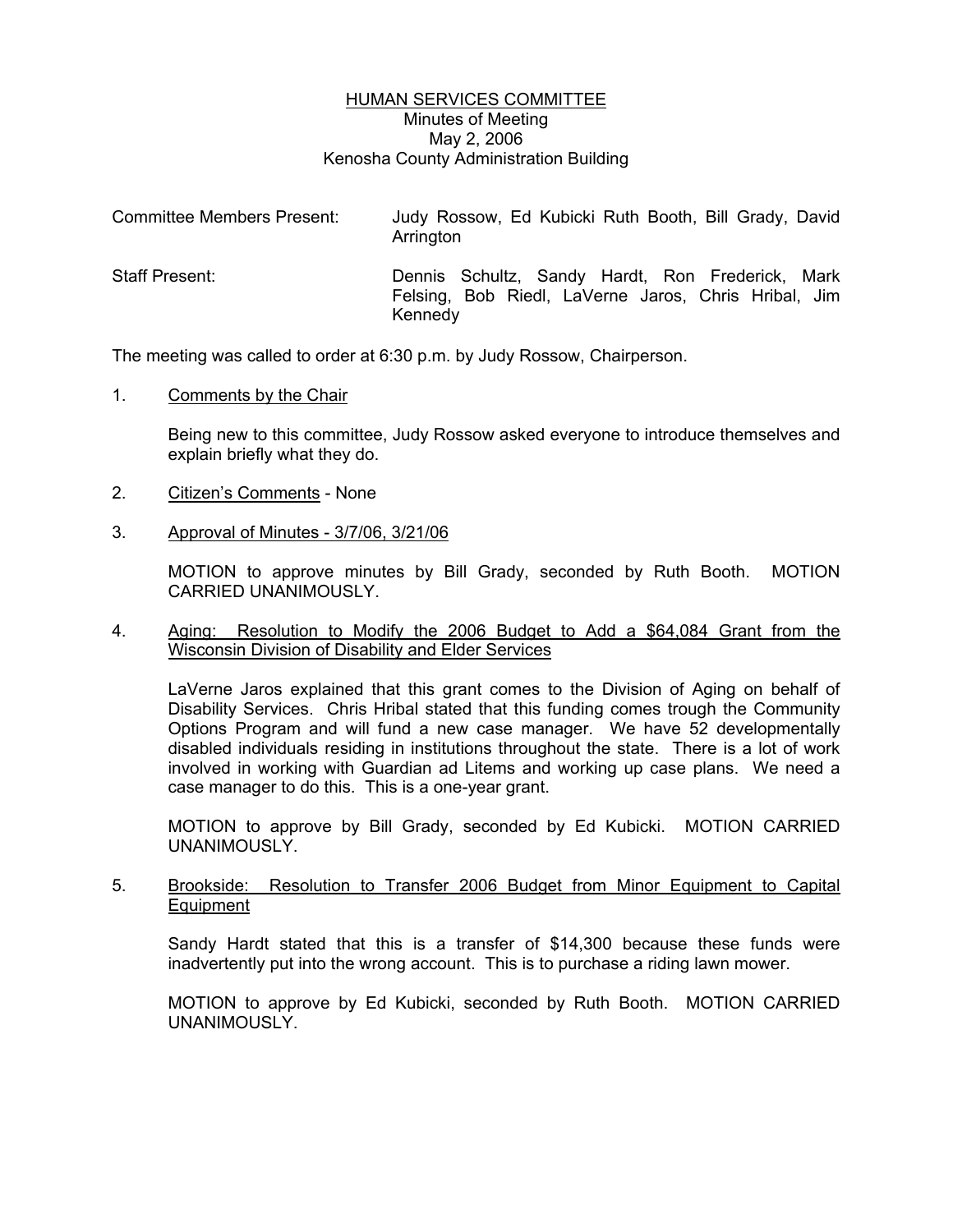# HUMAN SERVICES COMMITTEE

Minutes of Meeting
May 2, 2006
Kenosha County Administration Building

| | |
|---|---|
| Committee Members Present: | Judy Rossow, Ed Kubicki Ruth Booth, Bill Grady, David Arrington |
| Staff Present: | Dennis Schultz, Sandy Hardt, Ron Frederick, Mark Felsing, Bob Riedl, LaVerne Jaros, Chris Hribal, Jim Kennedy |

The meeting was called to order at 6:30 p.m. by Judy Rossow, Chairperson.

1. Comments by the Chair

   Being new to this committee, Judy Rossow asked everyone to introduce themselves and explain briefly what they do.

2. Citizen's Comments - None

3. Approval of Minutes - 3/7/06, 3/21/06

   MOTION to approve minutes by Bill Grady, seconded by Ruth Booth. MOTION CARRIED UNANIMOUSLY.

4. Aging: Resolution to Modify the 2006 Budget to Add a $64,084 Grant from the Wisconsin Division of Disability and Elder Services

   LaVerne Jaros explained that this grant comes to the Division of Aging on behalf of Disability Services. Chris Hribal stated that this funding comes trough the Community Options Program and will fund a new case manager. We have 52 developmentally disabled individuals residing in institutions throughout the state. There is a lot of work involved in working with Guardian ad Litems and working up case plans. We need a case manager to do this. This is a one-year grant.

   MOTION to approve by Bill Grady, seconded by Ed Kubicki. MOTION CARRIED UNANIMOUSLY.

5. Brookside: Resolution to Transfer 2006 Budget from Minor Equipment to Capital Equipment

   Sandy Hardt stated that this is a transfer of $14,300 because these funds were inadvertently put into the wrong account. This is to purchase a riding lawn mower.

   MOTION to approve by Ed Kubicki, seconded by Ruth Booth. MOTION CARRIED UNANIMOUSLY.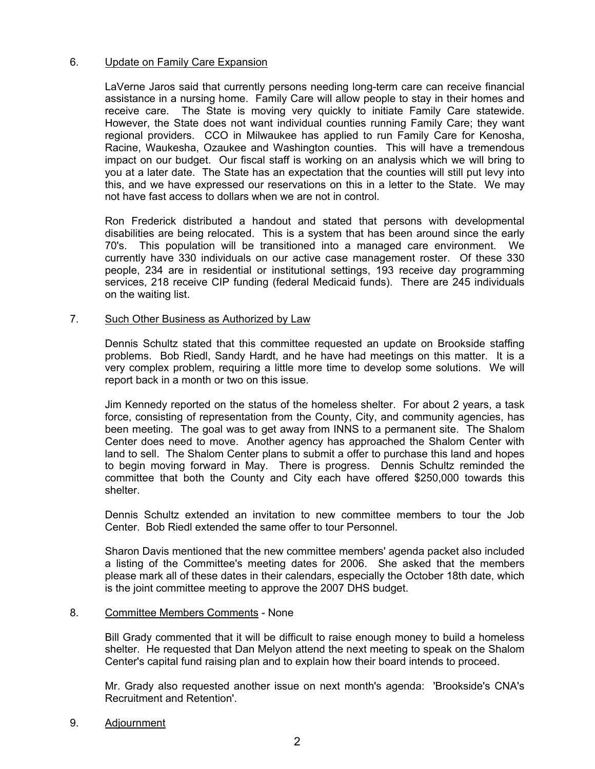6. Update on Family Care Expansion

LaVerne Jaros said that currently persons needing long-term care can receive financial assistance in a nursing home. Family Care will allow people to stay in their homes and receive care. The State is moving very quickly to initiate Family Care statewide. However, the State does not want individual counties running Family Care; they want regional providers. CCO in Milwaukee has applied to run Family Care for Kenosha, Racine, Waukesha, Ozaukee and Washington counties. This will have a tremendous impact on our budget. Our fiscal staff is working on an analysis which we will bring to you at a later date. The State has an expectation that the counties will still put levy into this, and we have expressed our reservations on this in a letter to the State. We may not have fast access to dollars when we are not in control.

Ron Frederick distributed a handout and stated that persons with developmental disabilities are being relocated. This is a system that has been around since the early 70's. This population will be transitioned into a managed care environment. We currently have 330 individuals on our active case management roster. Of these 330 people, 234 are in residential or institutional settings, 193 receive day programming services, 218 receive CIP funding (federal Medicaid funds). There are 245 individuals on the waiting list.

7. Such Other Business as Authorized by Law

Dennis Schultz stated that this committee requested an update on Brookside staffing problems. Bob Riedl, Sandy Hardt, and he have had meetings on this matter. It is a very complex problem, requiring a little more time to develop some solutions. We will report back in a month or two on this issue.

Jim Kennedy reported on the status of the homeless shelter. For about 2 years, a task force, consisting of representation from the County, City, and community agencies, has been meeting. The goal was to get away from INNS to a permanent site. The Shalom Center does need to move. Another agency has approached the Shalom Center with land to sell. The Shalom Center plans to submit a offer to purchase this land and hopes to begin moving forward in May. There is progress. Dennis Schultz reminded the committee that both the County and City each have offered $250,000 towards this shelter.

Dennis Schultz extended an invitation to new committee members to tour the Job Center. Bob Riedl extended the same offer to tour Personnel.

Sharon Davis mentioned that the new committee members' agenda packet also included a listing of the Committee's meeting dates for 2006. She asked that the members please mark all of these dates in their calendars, especially the October 18th date, which is the joint committee meeting to approve the 2007 DHS budget.

8. Committee Members Comments - None

Bill Grady commented that it will be difficult to raise enough money to build a homeless shelter. He requested that Dan Melyon attend the next meeting to speak on the Shalom Center's capital fund raising plan and to explain how their board intends to proceed.

Mr. Grady also requested another issue on next month's agenda: 'Brookside's CNA's Recruitment and Retention'.

9. Adjournment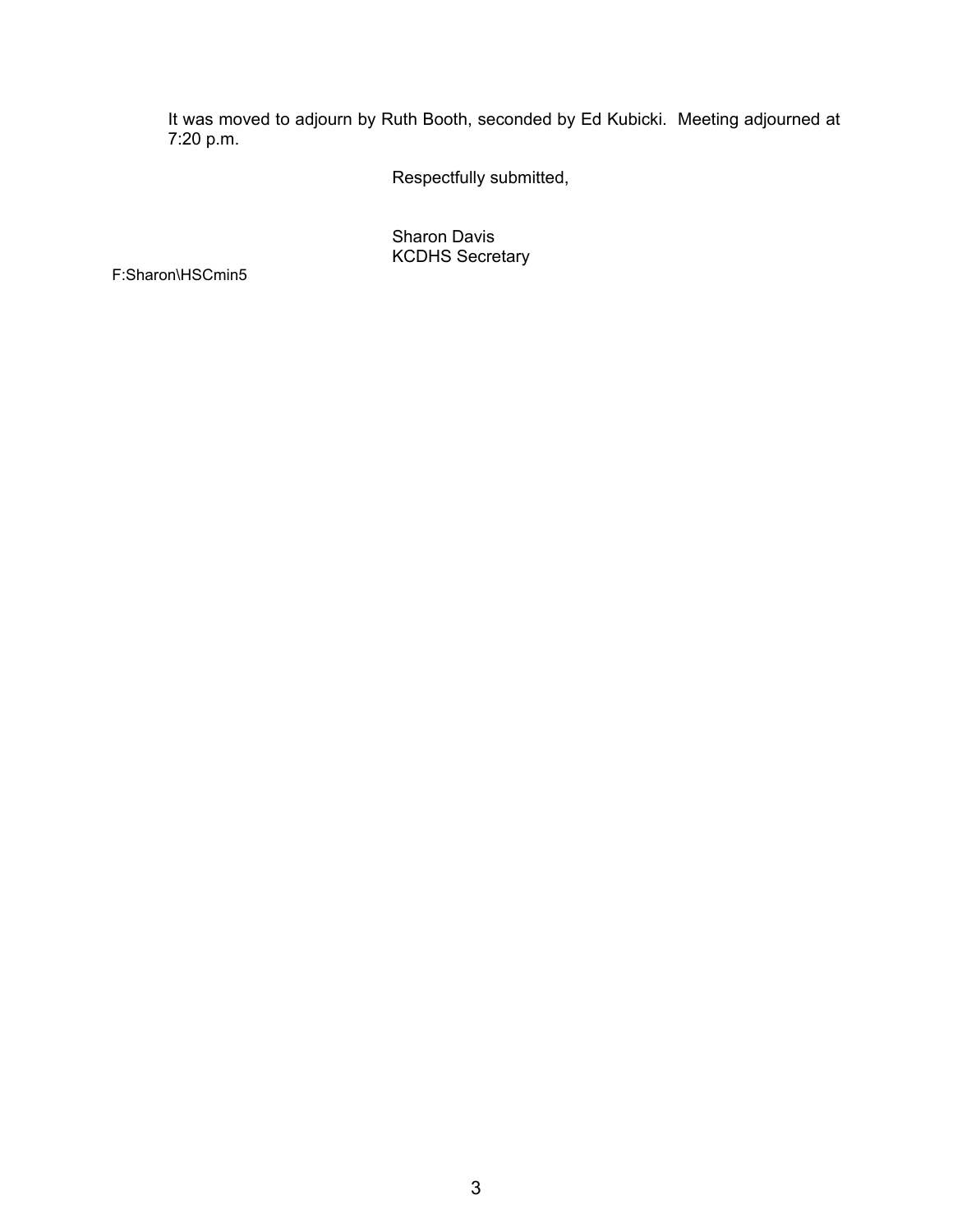It was moved to adjourn by Ruth Booth, seconded by Ed Kubicki. Meeting adjourned at 7:20 p.m.

Respectfully submitted,

Sharon Davis
KCDHS Secretary

F:Sharon\HSCmin5